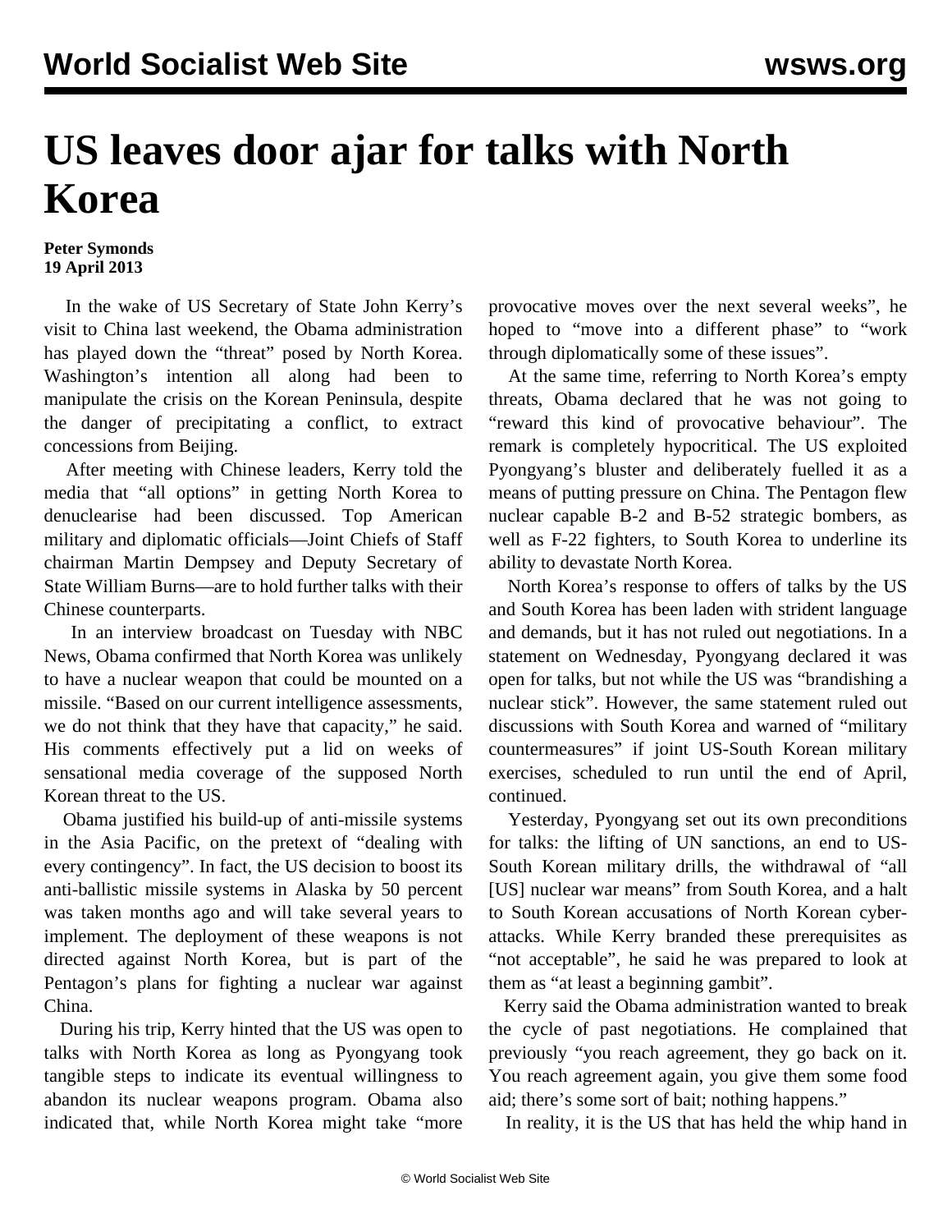# US leaves door ajar for talks with North Korea

**Peter Symonds**
**19 April 2013**

In the wake of US Secretary of State John Kerry's visit to China last weekend, the Obama administration has played down the "threat" posed by North Korea. Washington's intention all along had been to manipulate the crisis on the Korean Peninsula, despite the danger of precipitating a conflict, to extract concessions from Beijing.

After meeting with Chinese leaders, Kerry told the media that "all options" in getting North Korea to denuclearise had been discussed. Top American military and diplomatic officials—Joint Chiefs of Staff chairman Martin Dempsey and Deputy Secretary of State William Burns—are to hold further talks with their Chinese counterparts.

In an interview broadcast on Tuesday with NBC News, Obama confirmed that North Korea was unlikely to have a nuclear weapon that could be mounted on a missile. "Based on our current intelligence assessments, we do not think that they have that capacity," he said. His comments effectively put a lid on weeks of sensational media coverage of the supposed North Korean threat to the US.

Obama justified his build-up of anti-missile systems in the Asia Pacific, on the pretext of "dealing with every contingency". In fact, the US decision to boost its anti-ballistic missile systems in Alaska by 50 percent was taken months ago and will take several years to implement. The deployment of these weapons is not directed against North Korea, but is part of the Pentagon's plans for fighting a nuclear war against China.

During his trip, Kerry hinted that the US was open to talks with North Korea as long as Pyongyang took tangible steps to indicate its eventual willingness to abandon its nuclear weapons program. Obama also indicated that, while North Korea might take "more provocative moves over the next several weeks", he hoped to "move into a different phase" to "work through diplomatically some of these issues".

At the same time, referring to North Korea's empty threats, Obama declared that he was not going to "reward this kind of provocative behaviour". The remark is completely hypocritical. The US exploited Pyongyang's bluster and deliberately fuelled it as a means of putting pressure on China. The Pentagon flew nuclear capable B-2 and B-52 strategic bombers, as well as F-22 fighters, to South Korea to underline its ability to devastate North Korea.

North Korea's response to offers of talks by the US and South Korea has been laden with strident language and demands, but it has not ruled out negotiations. In a statement on Wednesday, Pyongyang declared it was open for talks, but not while the US was "brandishing a nuclear stick". However, the same statement ruled out discussions with South Korea and warned of "military countermeasures" if joint US-South Korean military exercises, scheduled to run until the end of April, continued.

Yesterday, Pyongyang set out its own preconditions for talks: the lifting of UN sanctions, an end to US-South Korean military drills, the withdrawal of "all [US] nuclear war means" from South Korea, and a halt to South Korean accusations of North Korean cyber-attacks. While Kerry branded these prerequisites as "not acceptable", he said he was prepared to look at them as "at least a beginning gambit".

Kerry said the Obama administration wanted to break the cycle of past negotiations. He complained that previously "you reach agreement, they go back on it. You reach agreement again, you give them some food aid; there's some sort of bait; nothing happens."

In reality, it is the US that has held the whip hand in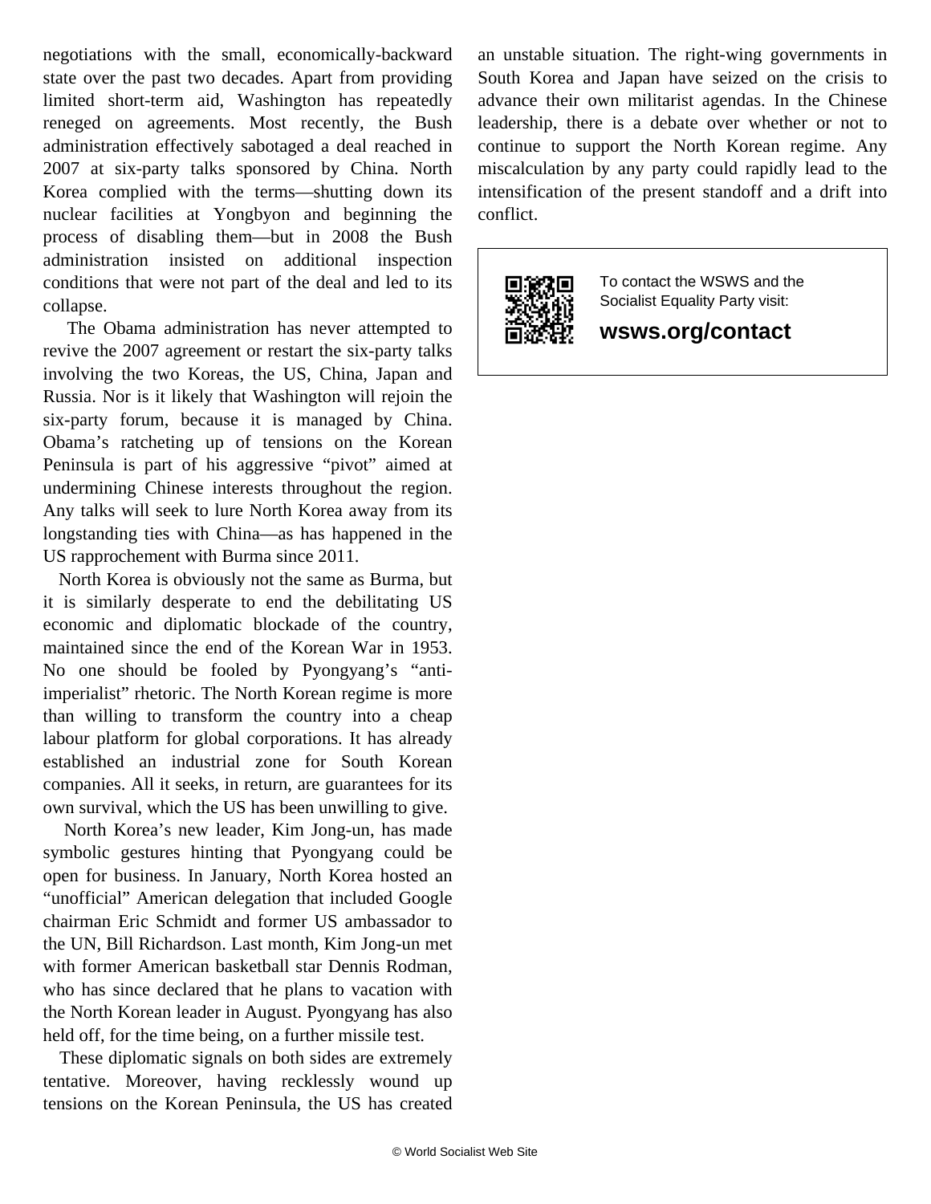negotiations with the small, economically-backward state over the past two decades. Apart from providing limited short-term aid, Washington has repeatedly reneged on agreements. Most recently, the Bush administration effectively sabotaged a deal reached in 2007 at six-party talks sponsored by China. North Korea complied with the terms—shutting down its nuclear facilities at Yongbyon and beginning the process of disabling them—but in 2008 the Bush administration insisted on additional inspection conditions that were not part of the deal and led to its collapse.

The Obama administration has never attempted to revive the 2007 agreement or restart the six-party talks involving the two Koreas, the US, China, Japan and Russia. Nor is it likely that Washington will rejoin the six-party forum, because it is managed by China. Obama's ratcheting up of tensions on the Korean Peninsula is part of his aggressive "pivot" aimed at undermining Chinese interests throughout the region. Any talks will seek to lure North Korea away from its longstanding ties with China—as has happened in the US rapprochement with Burma since 2011.

North Korea is obviously not the same as Burma, but it is similarly desperate to end the debilitating US economic and diplomatic blockade of the country, maintained since the end of the Korean War in 1953. No one should be fooled by Pyongyang's "anti-imperialist" rhetoric. The North Korean regime is more than willing to transform the country into a cheap labour platform for global corporations. It has already established an industrial zone for South Korean companies. All it seeks, in return, are guarantees for its own survival, which the US has been unwilling to give.

North Korea's new leader, Kim Jong-un, has made symbolic gestures hinting that Pyongyang could be open for business. In January, North Korea hosted an "unofficial" American delegation that included Google chairman Eric Schmidt and former US ambassador to the UN, Bill Richardson. Last month, Kim Jong-un met with former American basketball star Dennis Rodman, who has since declared that he plans to vacation with the North Korean leader in August. Pyongyang has also held off, for the time being, on a further missile test.

These diplomatic signals on both sides are extremely tentative. Moreover, having recklessly wound up tensions on the Korean Peninsula, the US has created an unstable situation. The right-wing governments in South Korea and Japan have seized on the crisis to advance their own militarist agendas. In the Chinese leadership, there is a debate over whether or not to continue to support the North Korean regime. Any miscalculation by any party could rapidly lead to the intensification of the present standoff and a drift into conflict.

To contact the WSWS and the Socialist Equality Party visit:

**wsws.org/contact**